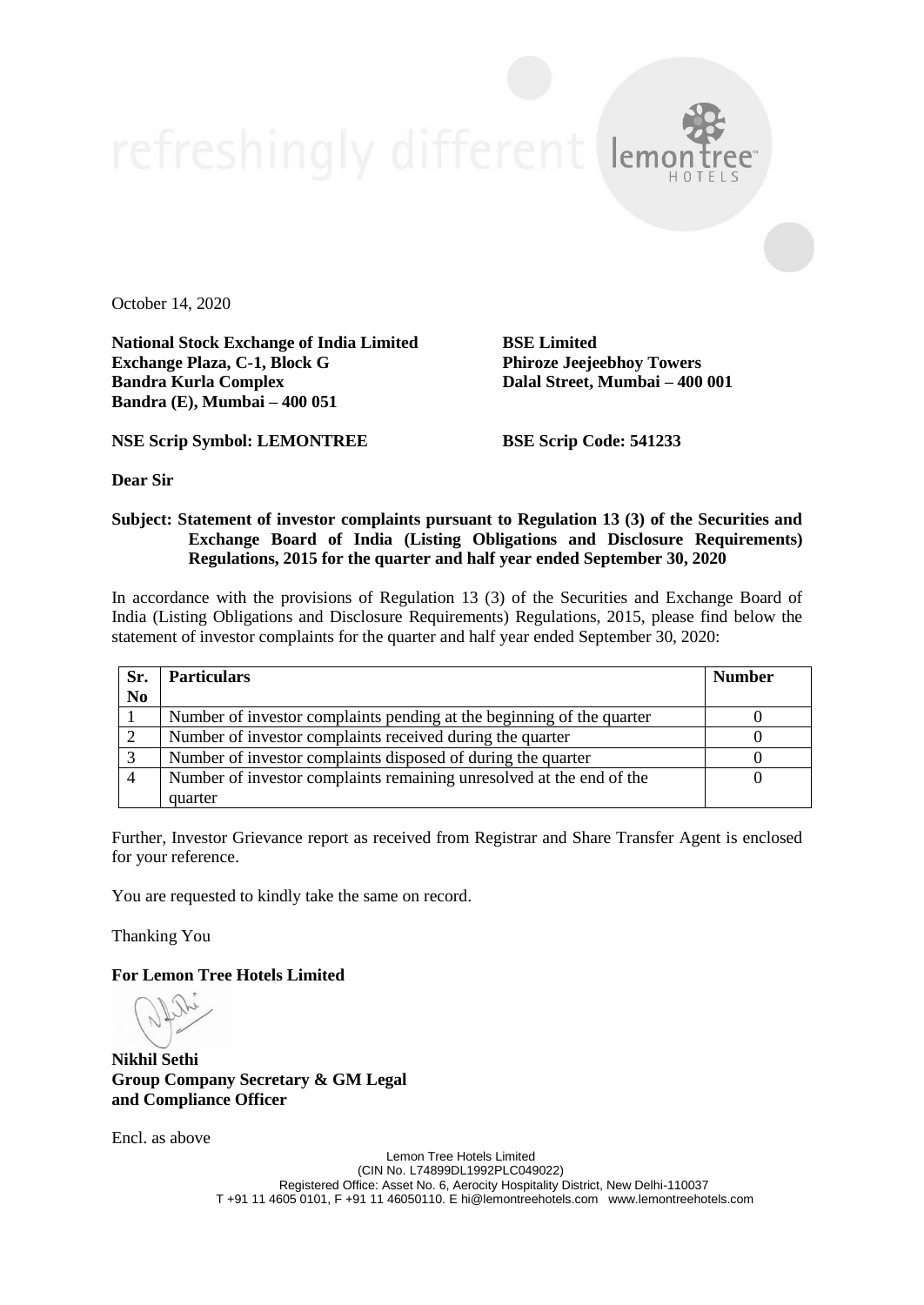October 14, 2020

**National Stock Exchange of India Limited**
**Exchange Plaza, C-1, Block G**
**Bandra Kurla Complex**
**Bandra (E), Mumbai – 400 051**

**BSE Limited**
**Phiroze Jeejeebhoy Towers**
**Dalal Street, Mumbai – 400 001**

**NSE Scrip Symbol: LEMONTREE**

**BSE Scrip Code: 541233**

**Dear Sir**

**Subject: Statement of investor complaints pursuant to Regulation 13 (3) of the Securities and Exchange Board of India (Listing Obligations and Disclosure Requirements) Regulations, 2015 for the quarter and half year ended September 30, 2020**

In accordance with the provisions of Regulation 13 (3) of the Securities and Exchange Board of India (Listing Obligations and Disclosure Requirements) Regulations, 2015, please find below the statement of investor complaints for the quarter and half year ended September 30, 2020:

| Sr. No | Particulars | Number |
|---|---|---|
| 1 | Number of investor complaints pending at the beginning of the quarter | 0 |
| 2 | Number of investor complaints received during the quarter | 0 |
| 3 | Number of investor complaints disposed of during the quarter | 0 |
| 4 | Number of investor complaints remaining unresolved at the end of the quarter | 0 |

Further, Investor Grievance report as received from Registrar and Share Transfer Agent is enclosed for your reference.

You are requested to kindly take the same on record.

Thanking You

**For Lemon Tree Hotels Limited**

**Nikhil Sethi**
**Group Company Secretary & GM Legal and Compliance Officer**

Encl. as above

Lemon Tree Hotels Limited
(CIN No. L74899DL1992PLC049022)
Registered Office: Asset No. 6, Aerocity Hospitality District, New Delhi-110037
T +91 11 4605 0101, F +91 11 46050110. E hi@lemontreehotels.com www.lemontreehotels.com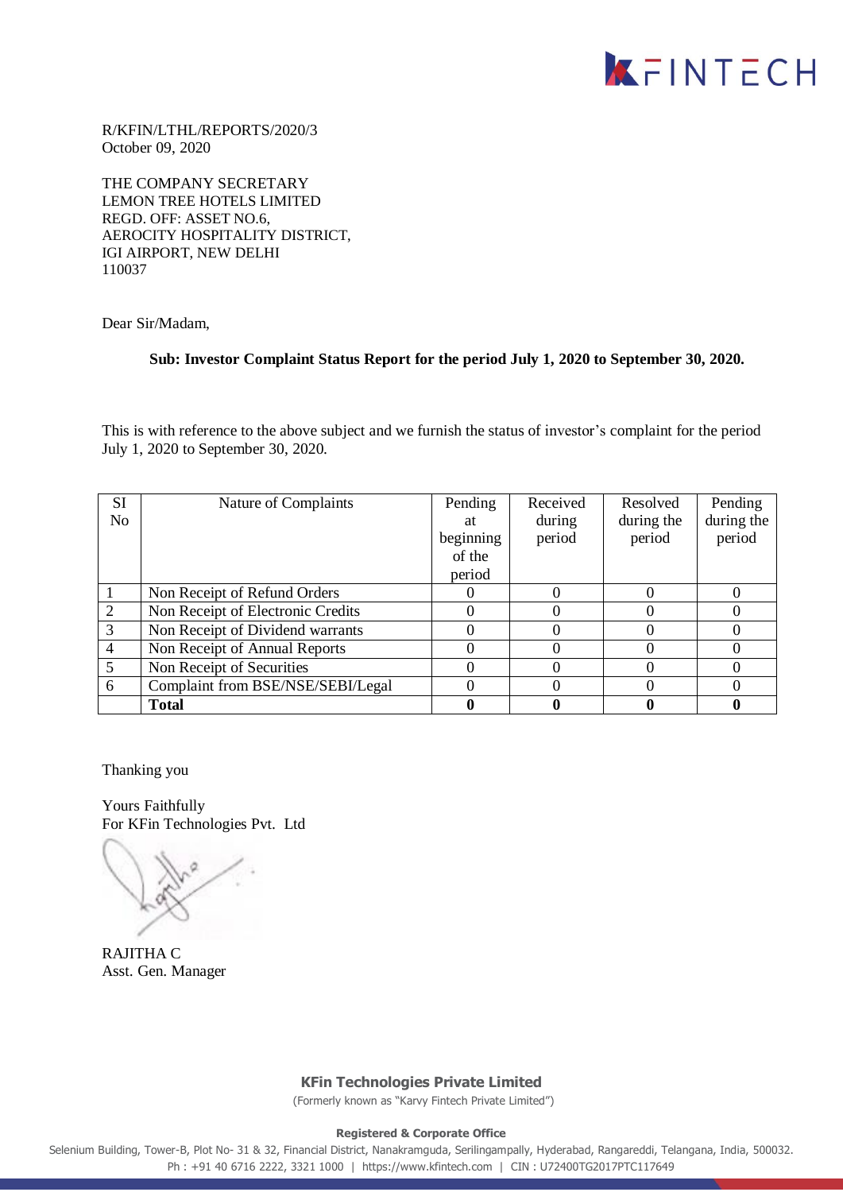R/KFIN/LTHL/REPORTS/2020/3
October 09, 2020

THE COMPANY SECRETARY
LEMON TREE HOTELS LIMITED
REGD. OFF: ASSET NO.6,
AEROCITY HOSPITALITY DISTRICT,
IGI AIRPORT, NEW DELHI
110037

Dear Sir/Madam,

**Sub: Investor Complaint Status Report for the period July 1, 2020 to September 30, 2020.**

This is with reference to the above subject and we furnish the status of investor's complaint for the period July 1, 2020 to September 30, 2020.

| SI No | Nature of Complaints | Pending at beginning of the period | Received during period | Resolved during the period | Pending during the period |
|---|---|---|---|---|---|
| 1 | Non Receipt of Refund Orders | 0 | 0 | 0 | 0 |
| 2 | Non Receipt of Electronic Credits | 0 | 0 | 0 | 0 |
| 3 | Non Receipt of Dividend warrants | 0 | 0 | 0 | 0 |
| 4 | Non Receipt of Annual Reports | 0 | 0 | 0 | 0 |
| 5 | Non Receipt of Securities | 0 | 0 | 0 | 0 |
| 6 | Complaint from BSE/NSE/SEBI/Legal | 0 | 0 | 0 | 0 |
| | **Total** | **0** | **0** | **0** | **0** |

Thanking you

Yours Faithfully
For KFin Technologies Pvt. Ltd

RAJITHA C
Asst. Gen. Manager

**KFin Technologies Private Limited**
(Formerly known as "Karvy Fintech Private Limited")

**Registered & Corporate Office**
Selenium Building, Tower-B, Plot No- 31 & 32, Financial District, Nanakramguda, Serilingampally, Hyderabad, Rangareddi, Telangana, India, 500032.
Ph : +91 40 6716 2222, 3321 1000 | https://www.kfintech.com | CIN : U72400TG2017PTC117649